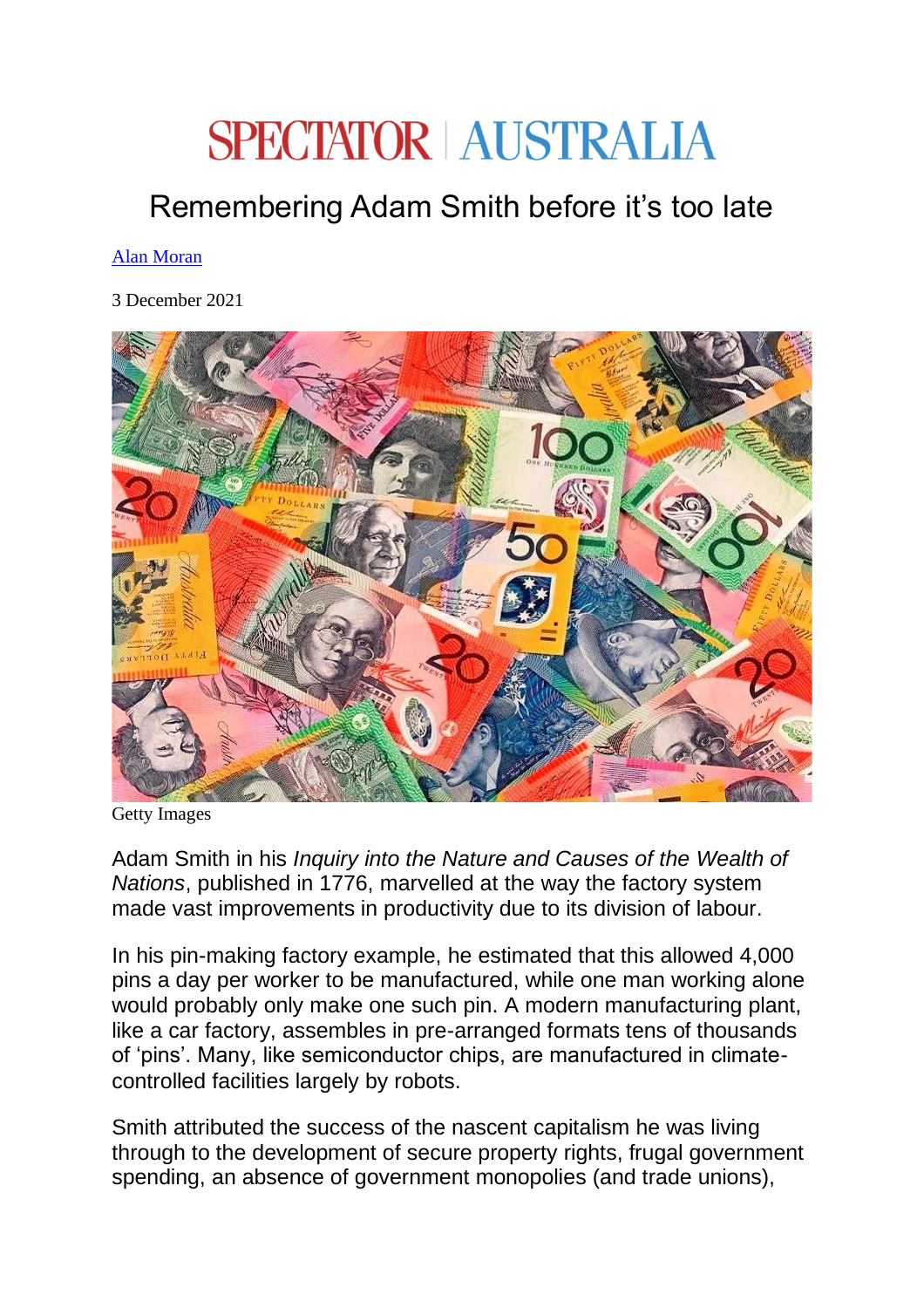# SPECTATOR | AUSTRALIA

## Remembering Adam Smith before it's too late

[Alan Moran](#)

3 December 2021

Getty Images

Adam Smith in his *Inquiry into the Nature and Causes of the Wealth of Nations*, published in 1776, marvelled at the way the factory system made vast improvements in productivity due to its division of labour.

In his pin-making factory example, he estimated that this allowed 4,000 pins a day per worker to be manufactured, while one man working alone would probably only make one such pin. A modern manufacturing plant, like a car factory, assembles in pre-arranged formats tens of thousands of 'pins'. Many, like semiconductor chips, are manufactured in climate-controlled facilities largely by robots.

Smith attributed the success of the nascent capitalism he was living through to the development of secure property rights, frugal government spending, an absence of government monopolies (and trade unions),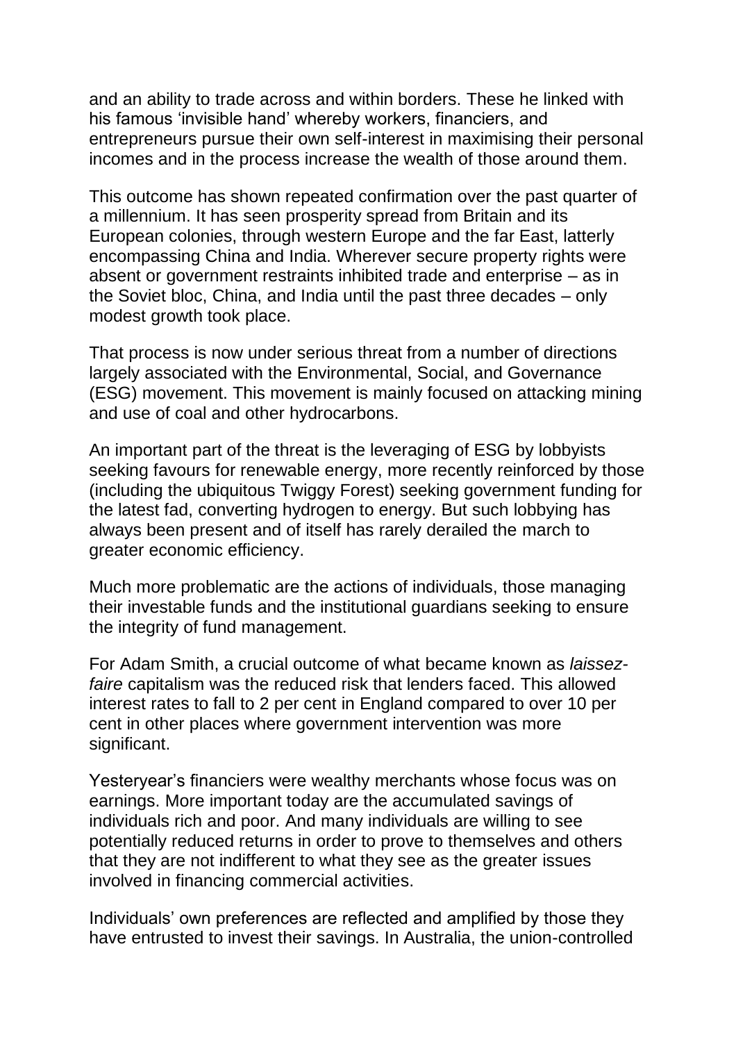and an ability to trade across and within borders. These he linked with his famous 'invisible hand' whereby workers, financiers, and entrepreneurs pursue their own self-interest in maximising their personal incomes and in the process increase the wealth of those around them.

This outcome has shown repeated confirmation over the past quarter of a millennium. It has seen prosperity spread from Britain and its European colonies, through western Europe and the far East, latterly encompassing China and India. Wherever secure property rights were absent or government restraints inhibited trade and enterprise – as in the Soviet bloc, China, and India until the past three decades – only modest growth took place.

That process is now under serious threat from a number of directions largely associated with the Environmental, Social, and Governance (ESG) movement. This movement is mainly focused on attacking mining and use of coal and other hydrocarbons.

An important part of the threat is the leveraging of ESG by lobbyists seeking favours for renewable energy, more recently reinforced by those (including the ubiquitous Twiggy Forest) seeking government funding for the latest fad, converting hydrogen to energy. But such lobbying has always been present and of itself has rarely derailed the march to greater economic efficiency.

Much more problematic are the actions of individuals, those managing their investable funds and the institutional guardians seeking to ensure the integrity of fund management.

For Adam Smith, a crucial outcome of what became known as *laissez-faire* capitalism was the reduced risk that lenders faced. This allowed interest rates to fall to 2 per cent in England compared to over 10 per cent in other places where government intervention was more significant.

Yesteryear's financiers were wealthy merchants whose focus was on earnings. More important today are the accumulated savings of individuals rich and poor. And many individuals are willing to see potentially reduced returns in order to prove to themselves and others that they are not indifferent to what they see as the greater issues involved in financing commercial activities.

Individuals' own preferences are reflected and amplified by those they have entrusted to invest their savings. In Australia, the union-controlled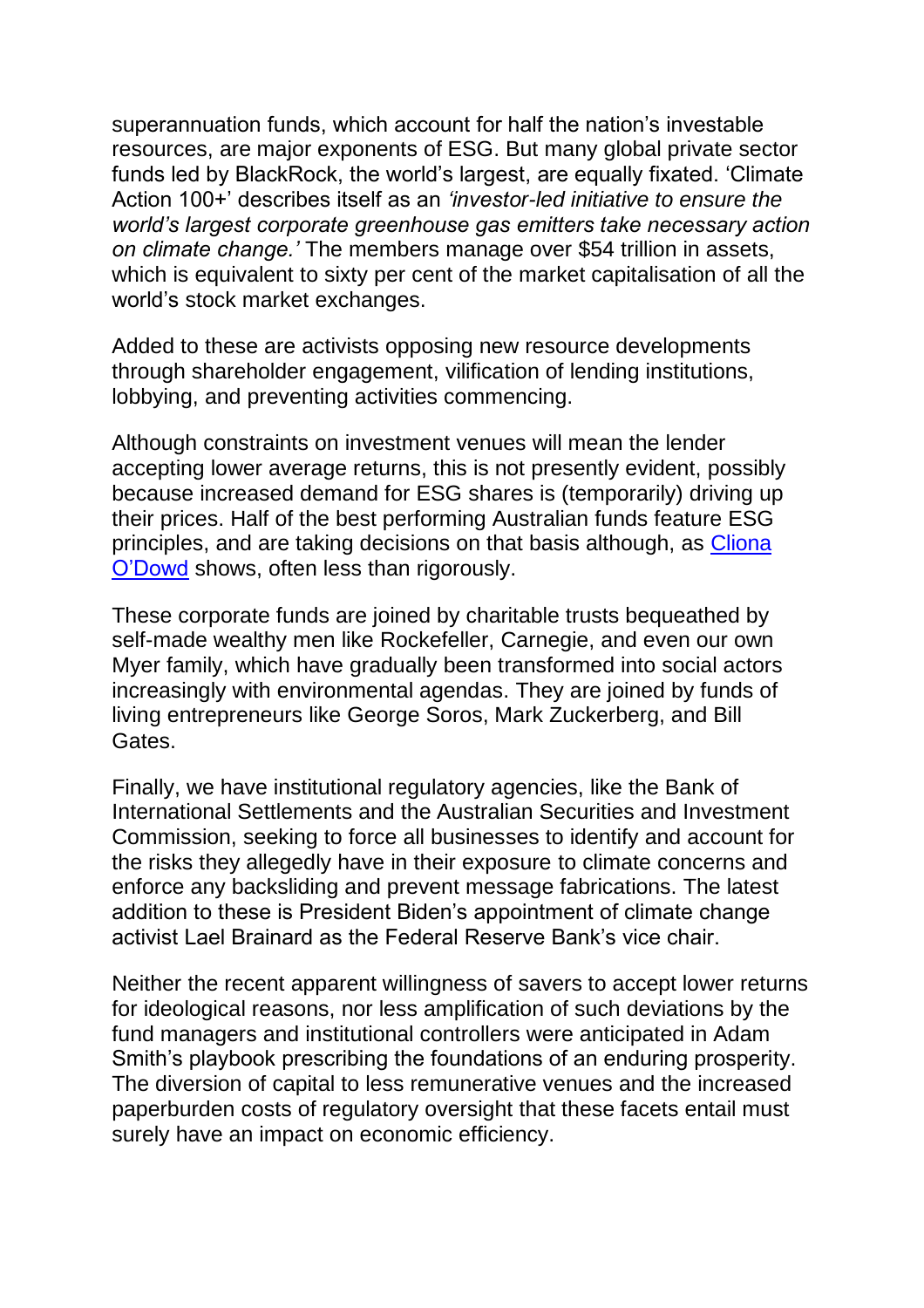superannuation funds, which account for half the nation's investable resources, are major exponents of ESG. But many global private sector funds led by BlackRock, the world's largest, are equally fixated. 'Climate Action 100+' describes itself as an *'investor-led initiative to ensure the world's largest corporate greenhouse gas emitters take necessary action on climate change.'* The members manage over $54 trillion in assets, which is equivalent to sixty per cent of the market capitalisation of all the world's stock market exchanges.

Added to these are activists opposing new resource developments through shareholder engagement, vilification of lending institutions, lobbying, and preventing activities commencing.

Although constraints on investment venues will mean the lender accepting lower average returns, this is not presently evident, possibly because increased demand for ESG shares is (temporarily) driving up their prices. Half of the best performing Australian funds feature ESG principles, and are taking decisions on that basis although, as [Cliona O'Dowd] shows, often less than rigorously.

These corporate funds are joined by charitable trusts bequeathed by self-made wealthy men like Rockefeller, Carnegie, and even our own Myer family, which have gradually been transformed into social actors increasingly with environmental agendas. They are joined by funds of living entrepreneurs like George Soros, Mark Zuckerberg, and Bill Gates.

Finally, we have institutional regulatory agencies, like the Bank of International Settlements and the Australian Securities and Investment Commission, seeking to force all businesses to identify and account for the risks they allegedly have in their exposure to climate concerns and enforce any backsliding and prevent message fabrications. The latest addition to these is President Biden's appointment of climate change activist Lael Brainard as the Federal Reserve Bank's vice chair.

Neither the recent apparent willingness of savers to accept lower returns for ideological reasons, nor less amplification of such deviations by the fund managers and institutional controllers were anticipated in Adam Smith's playbook prescribing the foundations of an enduring prosperity. The diversion of capital to less remunerative venues and the increased paperburden costs of regulatory oversight that these facets entail must surely have an impact on economic efficiency.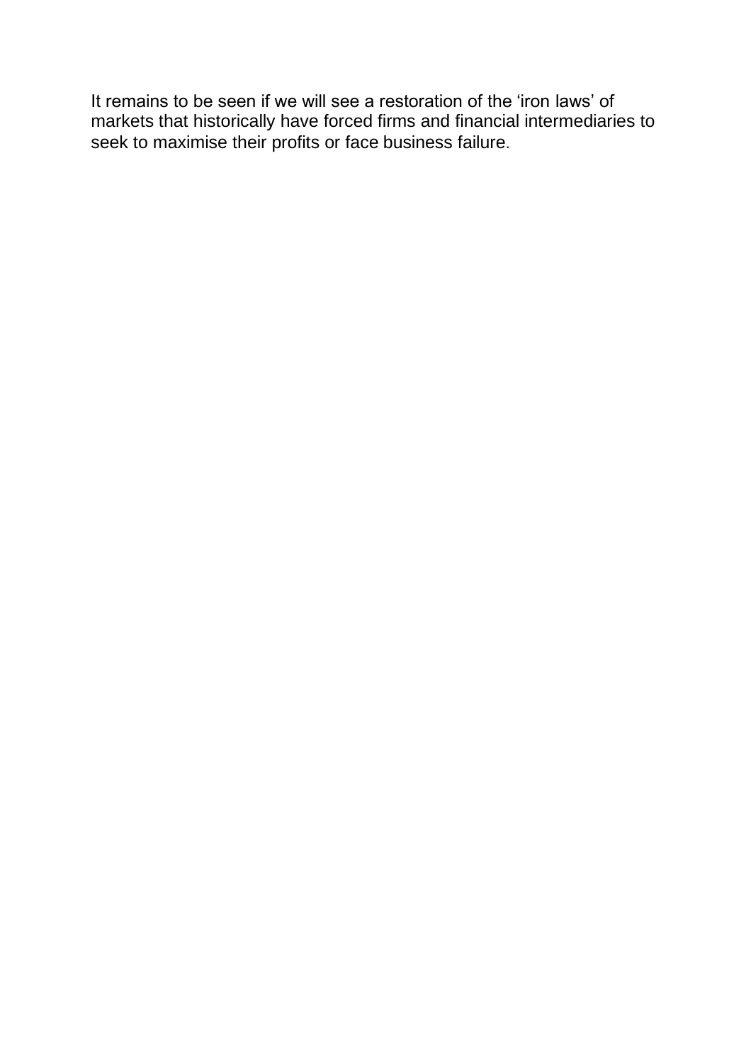It remains to be seen if we will see a restoration of the ‘iron laws’ of markets that historically have forced firms and financial intermediaries to seek to maximise their profits or face business failure.